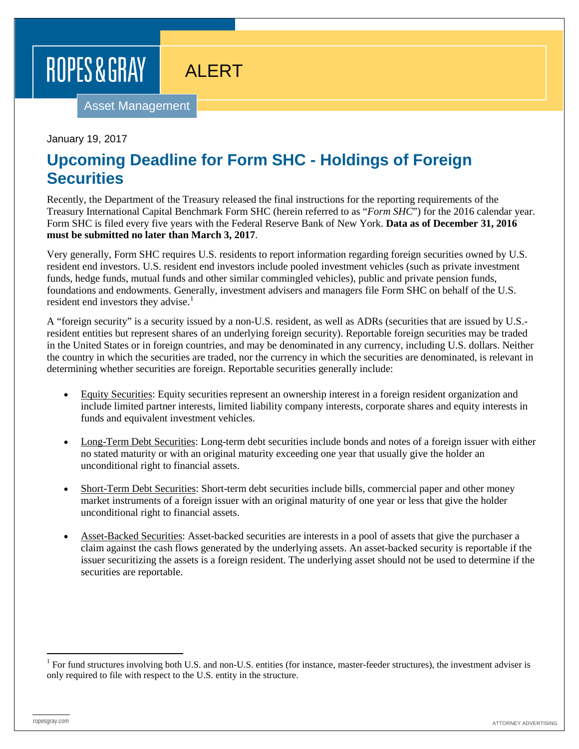ROPES & GRAY

ALERT

Asset Management

January 19, 2017

# Upcoming Deadline for Form SHC - Holdings of Foreign Securities

Recently, the Department of the Treasury released the final instructions for the reporting requirements of the Treasury International Capital Benchmark Form SHC (herein referred to as "*Form SHC*") for the 2016 calendar year. Form SHC is filed every five years with the Federal Reserve Bank of New York. **Data as of December 31, 2016 must be submitted no later than March 3, 2017**.

Very generally, Form SHC requires U.S. residents to report information regarding foreign securities owned by U.S. resident end investors. U.S. resident end investors include pooled investment vehicles (such as private investment funds, hedge funds, mutual funds and other similar commingled vehicles), public and private pension funds, foundations and endowments. Generally, investment advisers and managers file Form SHC on behalf of the U.S. resident end investors they advise.[1]

A "foreign security" is a security issued by a non-U.S. resident, as well as ADRs (securities that are issued by U.S.-resident entities but represent shares of an underlying foreign security). Reportable foreign securities may be traded in the United States or in foreign countries, and may be denominated in any currency, including U.S. dollars. Neither the country in which the securities are traded, nor the currency in which the securities are denominated, is relevant in determining whether securities are foreign. Reportable securities generally include:

- Equity Securities: Equity securities represent an ownership interest in a foreign resident organization and include limited partner interests, limited liability company interests, corporate shares and equity interests in funds and equivalent investment vehicles.

- Long-Term Debt Securities: Long-term debt securities include bonds and notes of a foreign issuer with either no stated maturity or with an original maturity exceeding one year that usually give the holder an unconditional right to financial assets.

- Short-Term Debt Securities: Short-term debt securities include bills, commercial paper and other money market instruments of a foreign issuer with an original maturity of one year or less that give the holder unconditional right to financial assets.

- Asset-Backed Securities: Asset-backed securities are interests in a pool of assets that give the purchaser a claim against the cash flows generated by the underlying assets. An asset-backed security is reportable if the issuer securitizing the assets is a foreign resident. The underlying asset should not be used to determine if the securities are reportable.

[1] For fund structures involving both U.S. and non-U.S. entities (for instance, master-feeder structures), the investment adviser is only required to file with respect to the U.S. entity in the structure.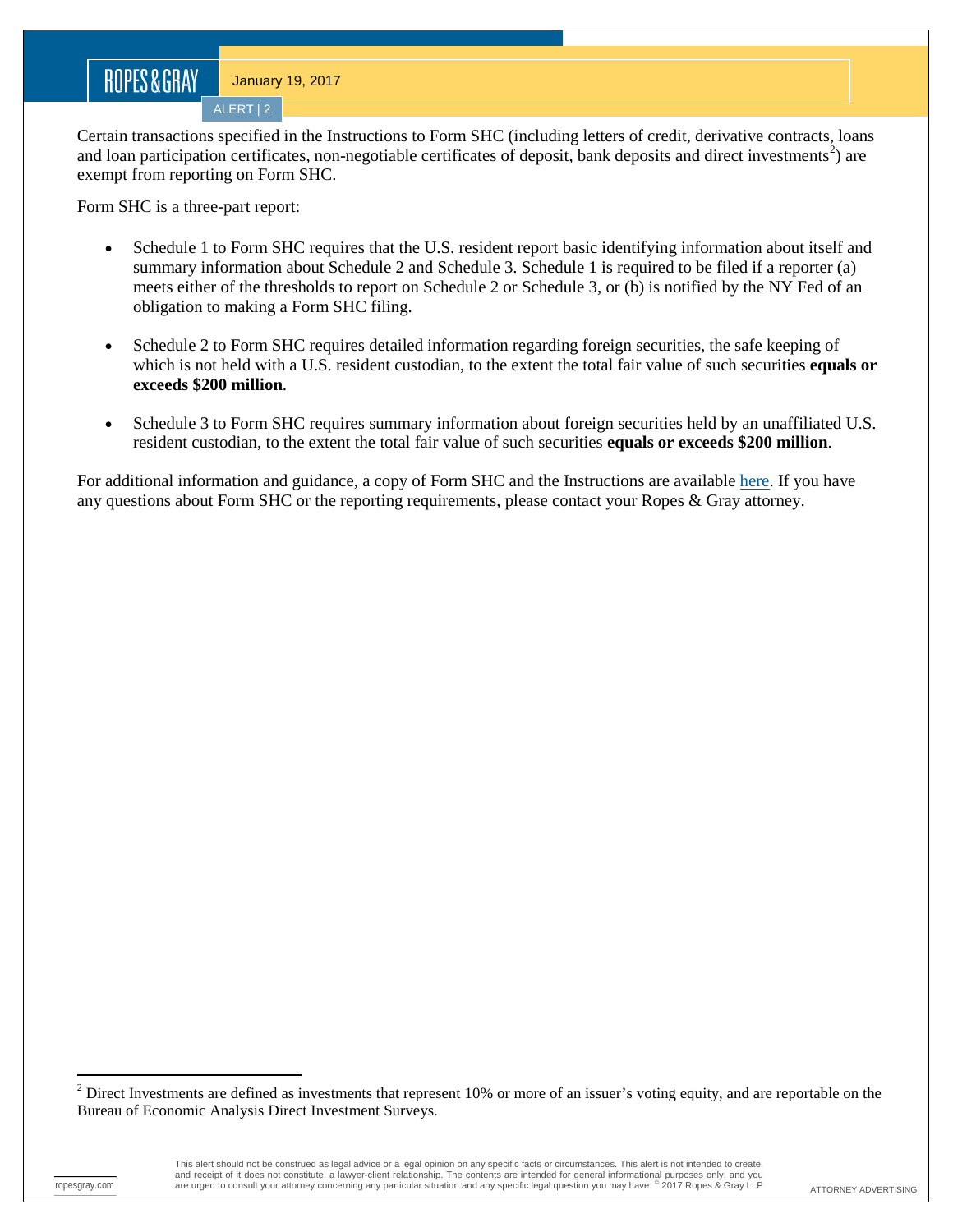Certain transactions specified in the Instructions to Form SHC (including letters of credit, derivative contracts, loans and loan participation certificates, non-negotiable certificates of deposit, bank deposits and direct investments[2]) are exempt from reporting on Form SHC.

Form SHC is a three-part report:

- Schedule 1 to Form SHC requires that the U.S. resident report basic identifying information about itself and summary information about Schedule 2 and Schedule 3. Schedule 1 is required to be filed if a reporter (a) meets either of the thresholds to report on Schedule 2 or Schedule 3, or (b) is notified by the NY Fed of an obligation to making a Form SHC filing.

- Schedule 2 to Form SHC requires detailed information regarding foreign securities, the safe keeping of which is not held with a U.S. resident custodian, to the extent the total fair value of such securities **equals or exceeds $200 million**.

- Schedule 3 to Form SHC requires summary information about foreign securities held by an unaffiliated U.S. resident custodian, to the extent the total fair value of such securities **equals or exceeds $200 million**.

For additional information and guidance, a copy of Form SHC and the Instructions are available here. If you have any questions about Form SHC or the reporting requirements, please contact your Ropes & Gray attorney.

---

[2] Direct Investments are defined as investments that represent 10% or more of an issuer's voting equity, and are reportable on the Bureau of Economic Analysis Direct Investment Surveys.

This alert should not be construed as legal advice or a legal opinion on any specific facts or circumstances. This alert is not intended to create, and receipt of it does not constitute, a lawyer-client relationship. The contents are intended for general informational purposes only, and you are urged to consult your attorney concerning any particular situation and any specific legal question you may have. © 2017 Ropes & Gray LLP

ATTORNEY ADVERTISING